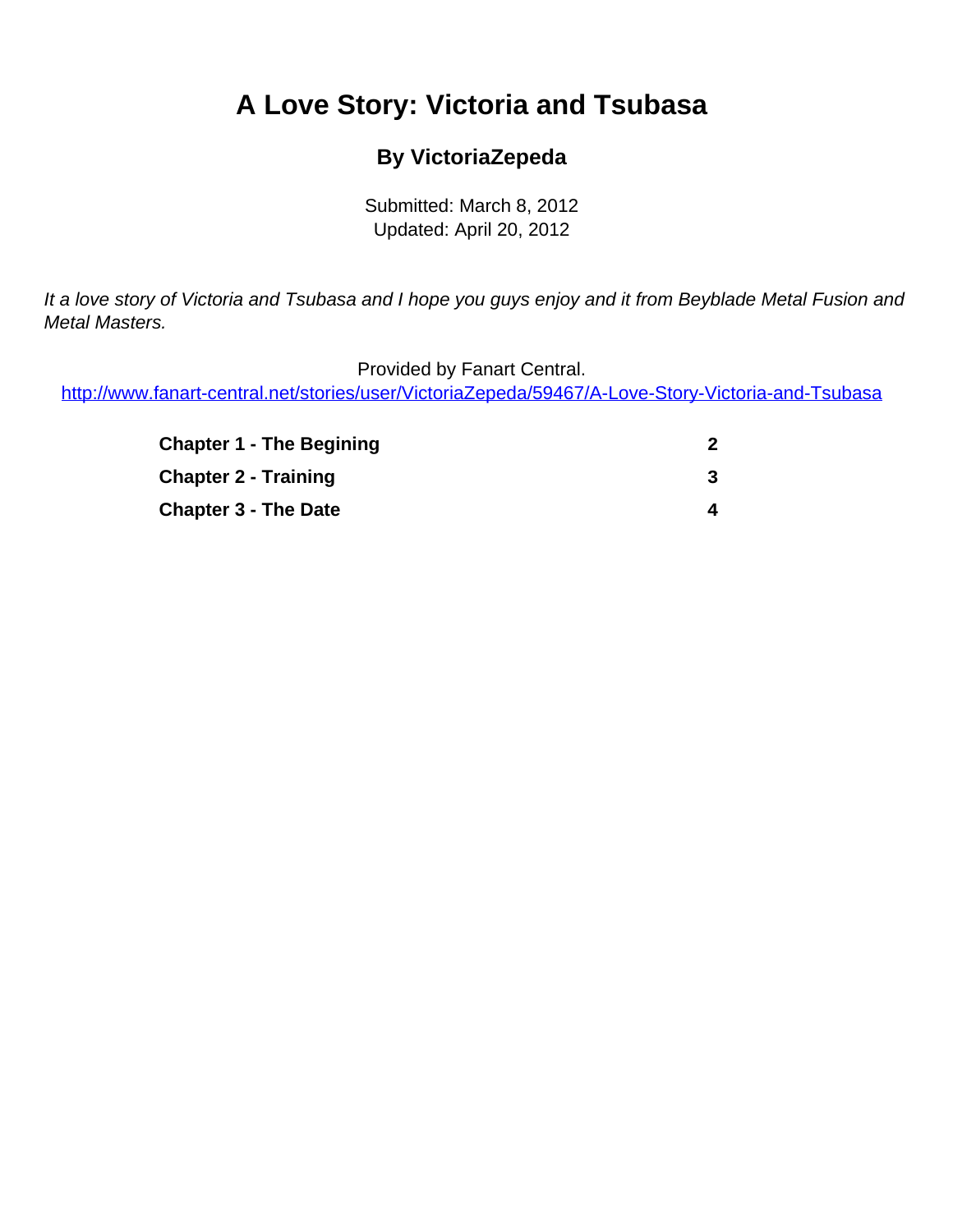# A Love Story: Victoria and Tsubasa

### By VictoriaZepeda

Submitted: March 8, 2012
Updated: April 20, 2012

*It a love story of Victoria and Tsubasa and I hope you guys enjoy and it from Beyblade Metal Fusion and Metal Masters.*

Provided by Fanart Central.
http://www.fanart-central.net/stories/user/VictoriaZepeda/59467/A-Love-Story-Victoria-and-Tsubasa

| | |
|---|---|
| **Chapter 1 - The Begining** | **2** |
| **Chapter 2 - Training** | **3** |
| **Chapter 3 - The Date** | **4** |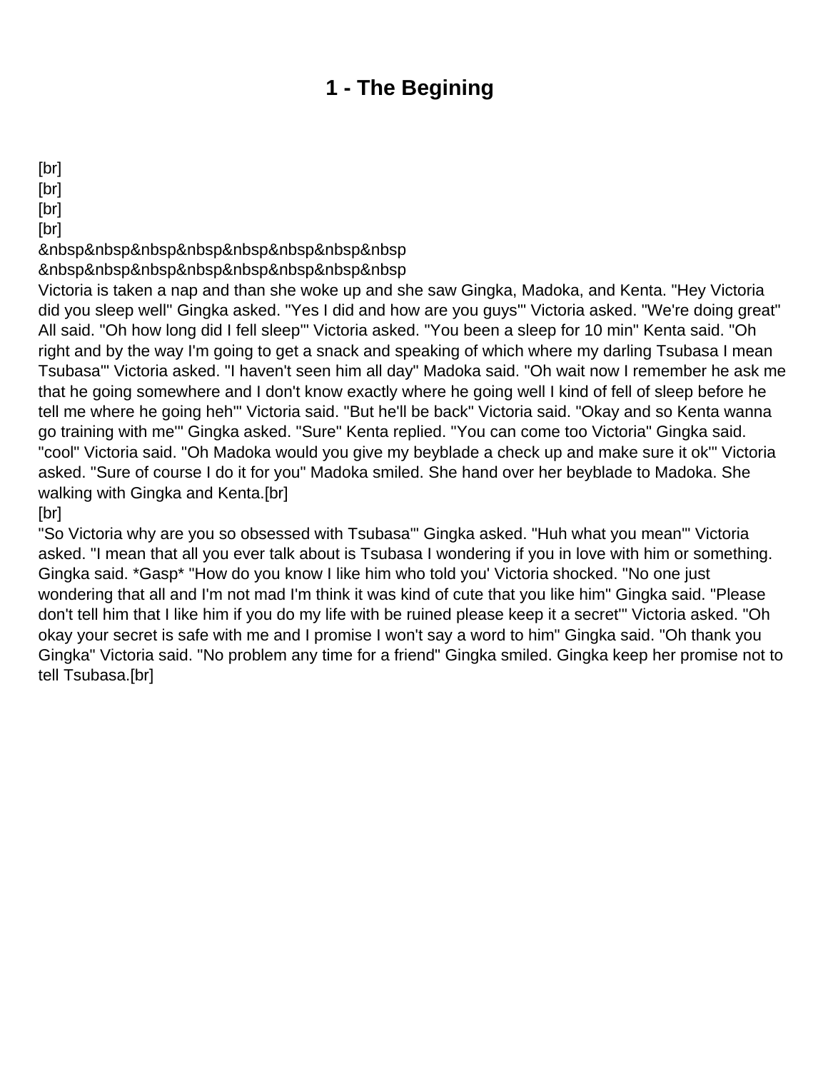# 1 - The Begining

[br]
[br]
[br]
[br]
&nbsp&nbsp&nbsp&nbsp&nbsp&nbsp&nbsp&nbsp
&nbsp&nbsp&nbsp&nbsp&nbsp&nbsp&nbsp&nbsp
Victoria is taken a nap and than she woke up and she saw Gingka, Madoka, and Kenta. "Hey Victoria did you sleep well" Gingka asked. "Yes I did and how are you guys'" Victoria asked. "We're doing great" All said. "Oh how long did I fell sleep'" Victoria asked. "You been a sleep for 10 min" Kenta said. "Oh right and by the way I'm going to get a snack and speaking of which where my darling Tsubasa I mean Tsubasa'" Victoria asked. "I haven't seen him all day" Madoka said. "Oh wait now I remember he ask me that he going somewhere and I don't know exactly where he going well I kind of fell of sleep before he tell me where he going heh'" Victoria said. "But he'll be back" Victoria said. "Okay and so Kenta wanna go training with me'" Gingka asked. "Sure" Kenta replied. "You can come too Victoria" Gingka said. "cool" Victoria said. "Oh Madoka would you give my beyblade a check up and make sure it ok'" Victoria asked. "Sure of course I do it for you" Madoka smiled. She hand over her beyblade to Madoka. She walking with Gingka and Kenta.[br]
[br]
"So Victoria why are you so obsessed with Tsubasa'" Gingka asked. "Huh what you mean'" Victoria asked. "I mean that all you ever talk about is Tsubasa I wondering if you in love with him or something. Gingka said. *Gasp* "How do you know I like him who told you' Victoria shocked. "No one just wondering that all and I'm not mad I'm think it was kind of cute that you like him" Gingka said. "Please don't tell him that I like him if you do my life with be ruined please keep it a secret'" Victoria asked. "Oh okay your secret is safe with me and I promise I won't say a word to him" Gingka said. "Oh thank you Gingka" Victoria said. "No problem any time for a friend" Gingka smiled. Gingka keep her promise not to tell Tsubasa.[br]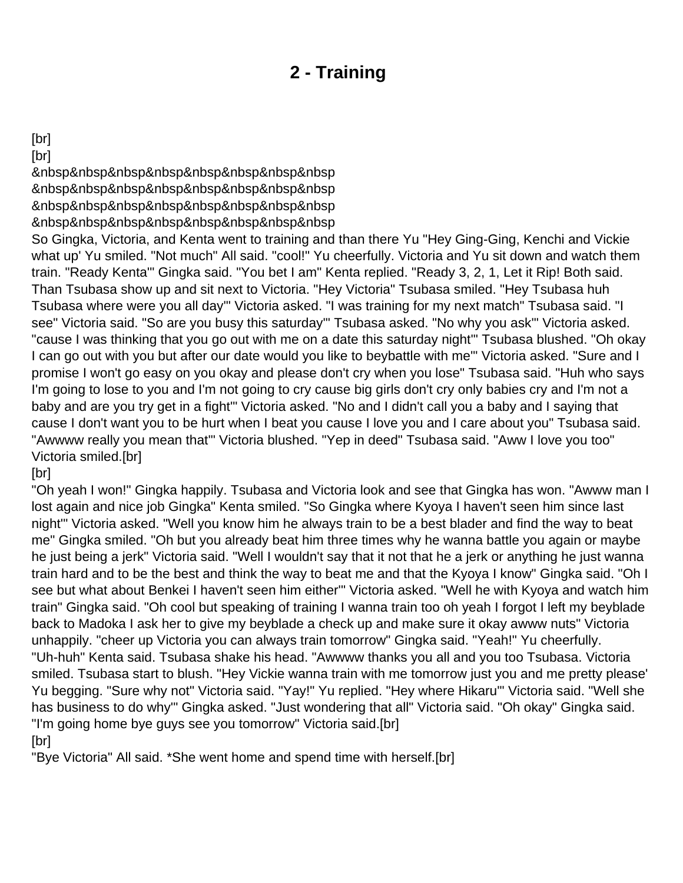# 2 - Training

[br]
[br]
&nbsp&nbsp&nbsp&nbsp&nbsp&nbsp&nbsp&nbsp
&nbsp&nbsp&nbsp&nbsp&nbsp&nbsp&nbsp&nbsp
&nbsp&nbsp&nbsp&nbsp&nbsp&nbsp&nbsp&nbsp
&nbsp&nbsp&nbsp&nbsp&nbsp&nbsp&nbsp&nbsp
So Gingka, Victoria, and Kenta went to training and than there Yu "Hey Ging-Ging, Kenchi and Vickie what up' Yu smiled. "Not much" All said. "cool!" Yu cheerfully. Victoria and Yu sit down and watch them train. "Ready Kenta'" Gingka said. "You bet I am" Kenta replied. "Ready 3, 2, 1, Let it Rip! Both said. Than Tsubasa show up and sit next to Victoria. "Hey Victoria" Tsubasa smiled. "Hey Tsubasa huh Tsubasa where were you all day'" Victoria asked. "I was training for my next match" Tsubasa said. "I see" Victoria said. "So are you busy this saturday'" Tsubasa asked. "No why you ask'" Victoria asked. "cause I was thinking that you go out with me on a date this saturday night'" Tsubasa blushed. "Oh okay I can go out with you but after our date would you like to beybattle with me'" Victoria asked. "Sure and I promise I won't go easy on you okay and please don't cry when you lose" Tsubasa said. "Huh who says I'm going to lose to you and I'm not going to cry cause big girls don't cry only babies cry and I'm not a baby and are you try get in a fight'" Victoria asked. "No and I didn't call you a baby and I saying that cause I don't want you to be hurt when I beat you cause I love you and I care about you" Tsubasa said. "Awwww really you mean that'" Victoria blushed. "Yep in deed" Tsubasa said. "Aww I love you too" Victoria smiled.[br]
[br]
"Oh yeah I won!" Gingka happily. Tsubasa and Victoria look and see that Gingka has won. "Awww man I lost again and nice job Gingka" Kenta smiled. "So Gingka where Kyoya I haven't seen him since last night'" Victoria asked. "Well you know him he always train to be a best blader and find the way to beat me" Gingka smiled. "Oh but you already beat him three times why he wanna battle you again or maybe he just being a jerk" Victoria said. "Well I wouldn't say that it not that he a jerk or anything he just wanna train hard and to be the best and think the way to beat me and that the Kyoya I know" Gingka said. "Oh I see but what about Benkei I haven't seen him either'" Victoria asked. "Well he with Kyoya and watch him train" Gingka said. "Oh cool but speaking of training I wanna train too oh yeah I forgot I left my beyblade back to Madoka I ask her to give my beyblade a check up and make sure it okay awww nuts" Victoria unhappily. "cheer up Victoria you can always train tomorrow" Gingka said. "Yeah!" Yu cheerfully. "Uh-huh" Kenta said. Tsubasa shake his head. "Awwww thanks you all and you too Tsubasa. Victoria smiled. Tsubasa start to blush. "Hey Vickie wanna train with me tomorrow just you and me pretty please' Yu begging. "Sure why not" Victoria said. "Yay!" Yu replied. "Hey where Hikaru'" Victoria said. "Well she has business to do why'" Gingka asked. "Just wondering that all" Victoria said. "Oh okay" Gingka said. "I'm going home bye guys see you tomorrow" Victoria said.[br]
[br]
"Bye Victoria" All said. *She went home and spend time with herself.[br]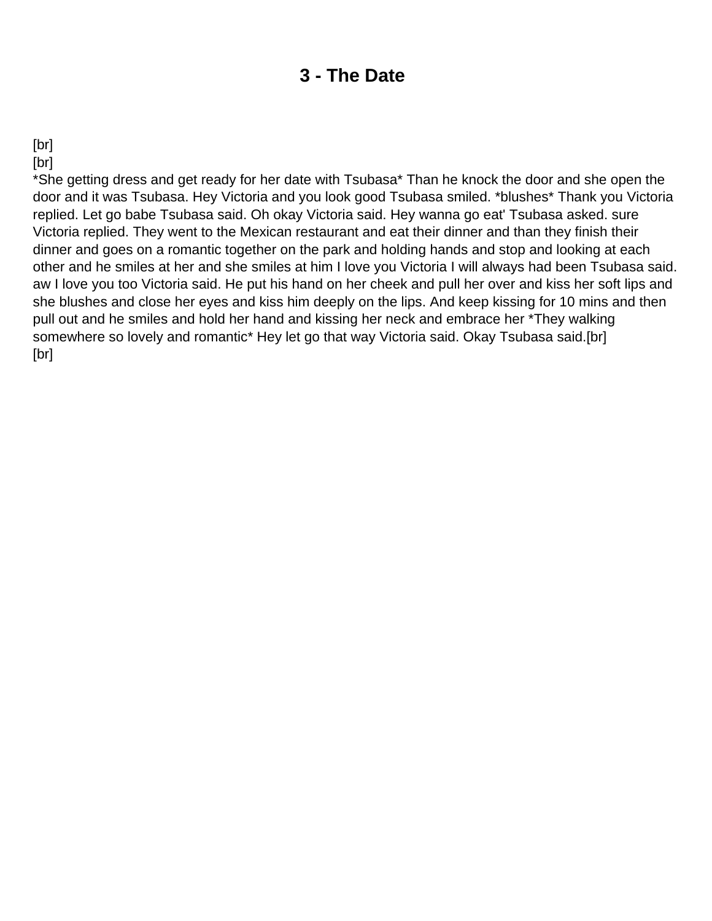# 3 - The Date

[br]
[br]
*She getting dress and get ready for her date with Tsubasa* Than he knock the door and she open the door and it was Tsubasa. Hey Victoria and you look good Tsubasa smiled. *blushes* Thank you Victoria replied. Let go babe Tsubasa said. Oh okay Victoria said. Hey wanna go eat' Tsubasa asked. sure Victoria replied. They went to the Mexican restaurant and eat their dinner and than they finish their dinner and goes on a romantic together on the park and holding hands and stop and looking at each other and he smiles at her and she smiles at him I love you Victoria I will always had been Tsubasa said. aw I love you too Victoria said. He put his hand on her cheek and pull her over and kiss her soft lips and she blushes and close her eyes and kiss him deeply on the lips. And keep kissing for 10 mins and then pull out and he smiles and hold her hand and kissing her neck and embrace her *They walking somewhere so lovely and romantic* Hey let go that way Victoria said. Okay Tsubasa said.[br]
[br]